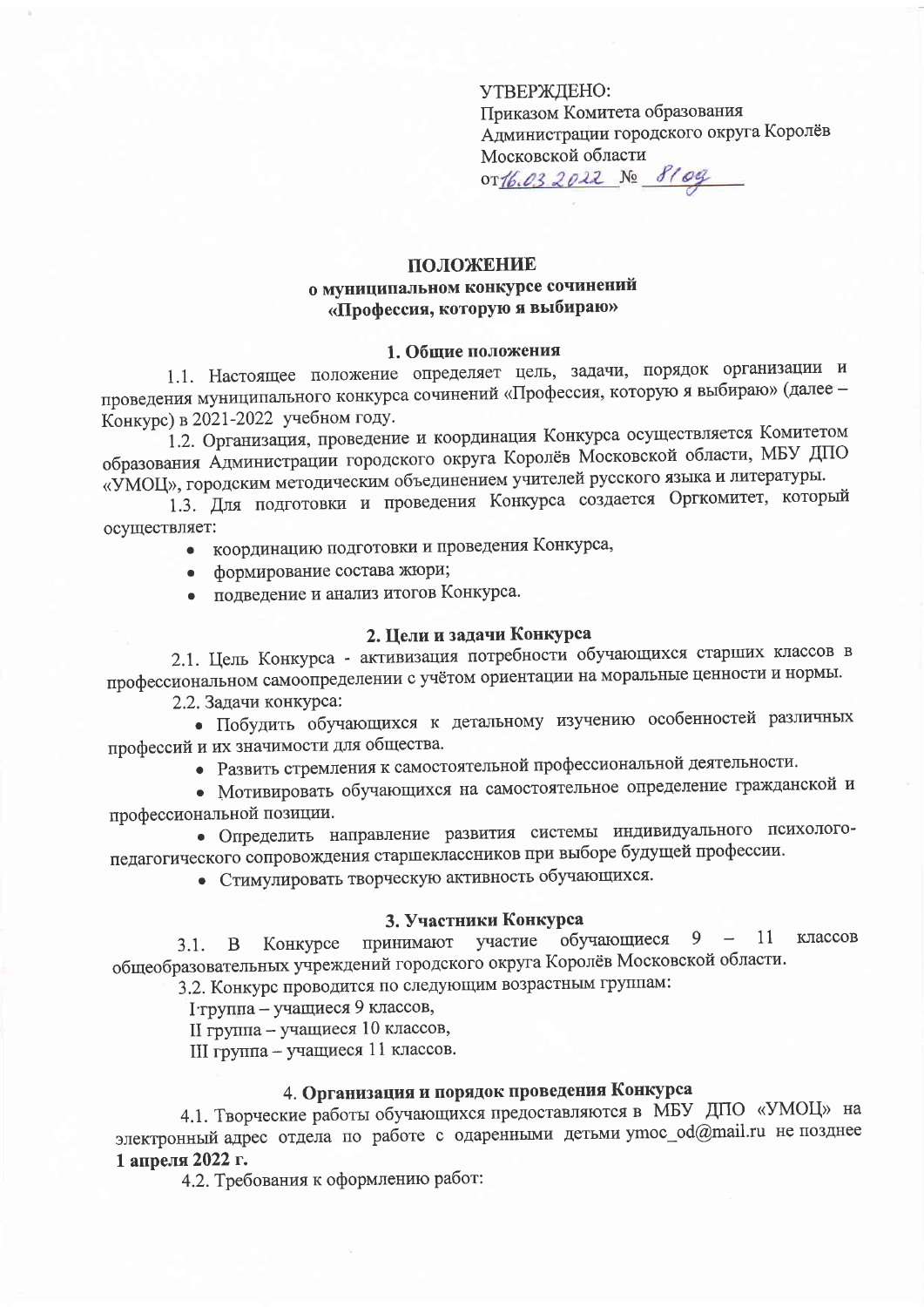УТВЕРЖДЕНО:
Приказом Комитета образования
Администрации городского округа Королёв
Московской области
от 16.03.2022 № 810д

## ПОЛОЖЕНИЕ
### о муниципальном конкурсе сочинений «Профессия, которую я выбираю»

#### 1. Общие положения

1.1. Настоящее положение определяет цель, задачи, порядок организации и проведения муниципального конкурса сочинений «Профессия, которую я выбираю» (далее – Конкурс) в 2021-2022 учебном году.

1.2. Организация, проведение и координация Конкурса осуществляется Комитетом образования Администрации городского округа Королёв Московской области, МБУ ДПО «УМОЦ», городским методическим объединением учителей русского языка и литературы.

1.3. Для подготовки и проведения Конкурса создается Оргкомитет, который осуществляет:

- координацию подготовки и проведения Конкурса,
- формирование состава жюри;
- подведение и анализ итогов Конкурса.

#### 2. Цели и задачи Конкурса

2.1. Цель Конкурса - активизация потребности обучающихся старших классов в профессиональном самоопределении с учётом ориентации на моральные ценности и нормы.

2.2. Задачи конкурса:

- Побудить обучающихся к детальному изучению особенностей различных профессий и их значимости для общества.
- Развить стремления к самостоятельной профессиональной деятельности.
- Мотивировать обучающихся на самостоятельное определение гражданской и профессиональной позиции.
- Определить направление развития системы индивидуального психолого-педагогического сопровождения старшеклассников при выборе будущей профессии.
- Стимулировать творческую активность обучающихся.

#### 3. Участники Конкурса

3.1. В Конкурсе принимают участие обучающиеся 9 – 11 классов общеобразовательных учреждений городского округа Королёв Московской области.

3.2. Конкурс проводится по следующим возрастным группам:

I группа – учащиеся 9 классов,
II группа – учащиеся 10 классов,
III группа – учащиеся 11 классов.

#### 4. Организация и порядок проведения Конкурса

4.1. Творческие работы обучающихся предоставляются в МБУ ДПО «УМОЦ» на электронный адрес отдела по работе с одаренными детьми ymoc_od@mail.ru не позднее **1 апреля 2022 г.**

4.2. Требования к оформлению работ: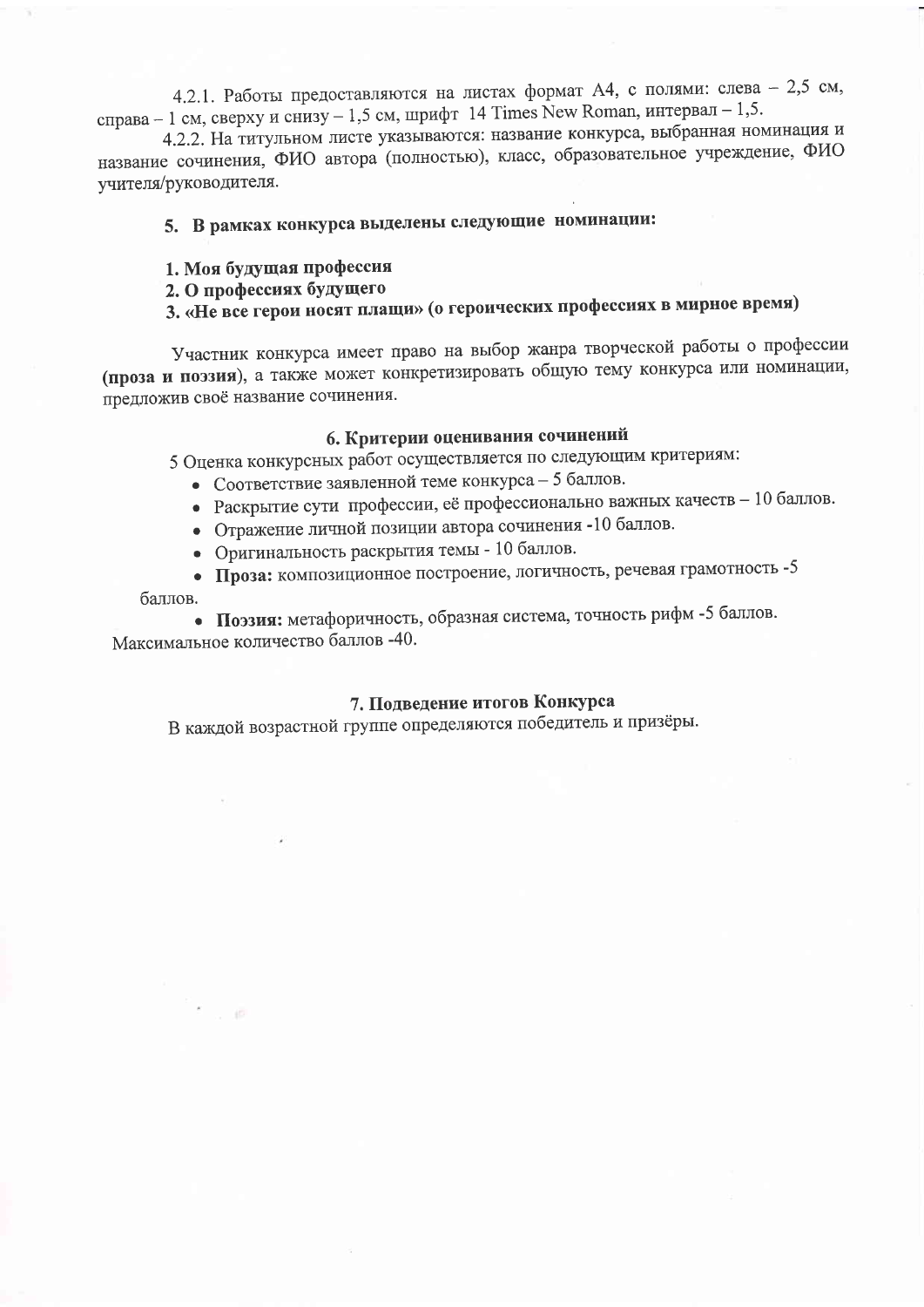4.2.1. Работы предоставляются на листах формат А4, с полями: слева – 2,5 см, справа – 1 см, сверху и снизу – 1,5 см, шрифт 14 Times New Roman, интервал – 1,5.

4.2.2. На титульном листе указываются: название конкурса, выбранная номинация и название сочинения, ФИО автора (полностью), класс, образовательное учреждение, ФИО учителя/руководителя.

## 5. В рамках конкурса выделены следующие номинации:

**1. Моя будущая профессия**
**2. О профессиях будущего**
**3. «Не все герои носят плащи» (о героических профессиях в мирное время)**

Участник конкурса имеет право на выбор жанра творческой работы о профессии **(проза и поэзия)**, а также может конкретизировать общую тему конкурса или номинации, предложив своё название сочинения.

## 6. Критерии оценивания сочинений

5 Оценка конкурсных работ осуществляется по следующим критериям:

- Соответствие заявленной теме конкурса – 5 баллов.
- Раскрытие сути профессии, её профессионально важных качеств – 10 баллов.
- Отражение личной позиции автора сочинения -10 баллов.
- Оригинальность раскрытия темы - 10 баллов.
- **Проза:** композиционное построение, логичность, речевая грамотность -5 баллов.
- **Поэзия:** метафоричность, образная система, точность рифм -5 баллов.

Максимальное количество баллов -40.

## 7. Подведение итогов Конкурса

В каждой возрастной группе определяются победитель и призёры.